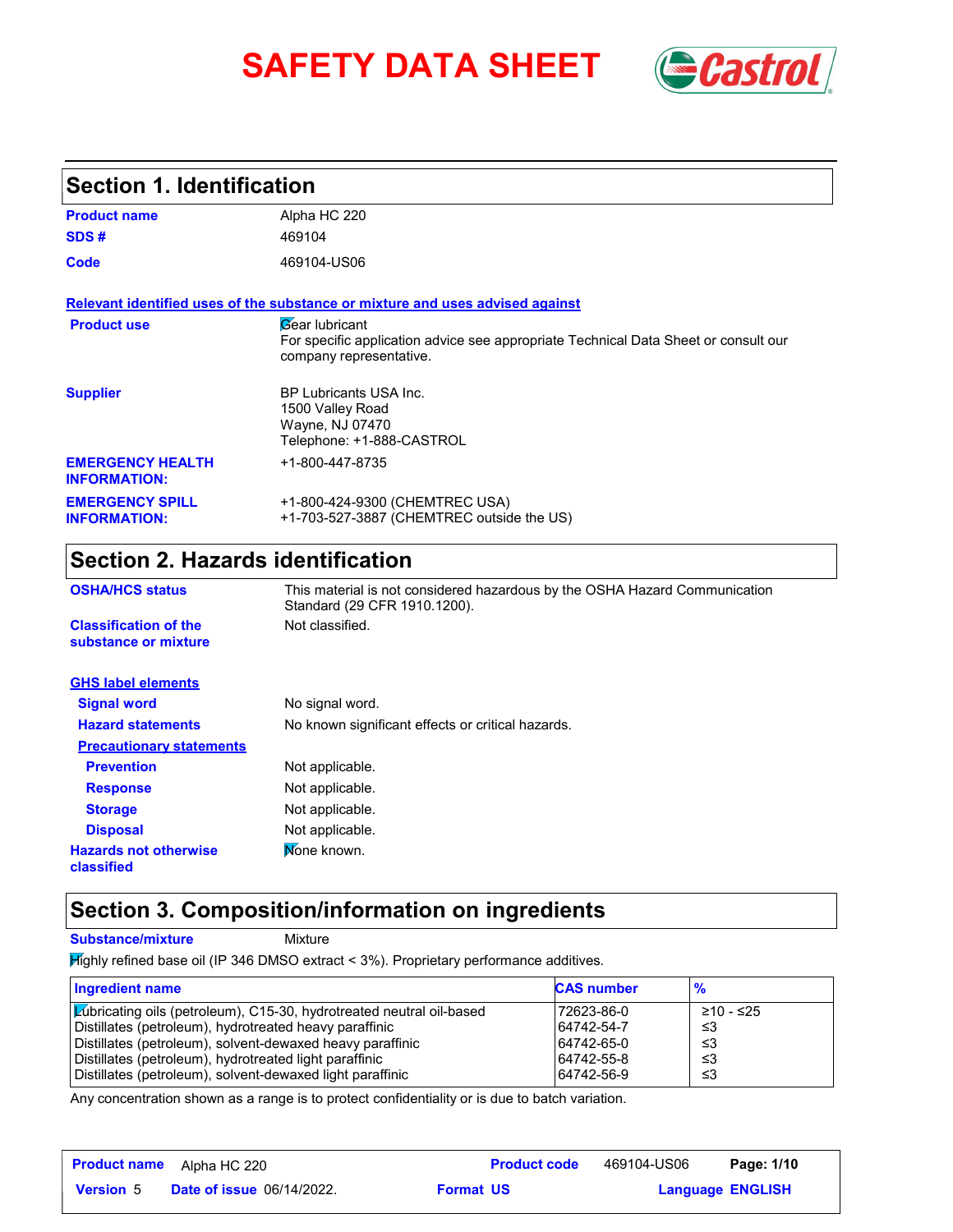# SAFETY DATA SHEET

## Section 1. Identification

| | |
|---|---|
| **Product name** | Alpha HC 220 |
| **SDS #** | 469104 |
| **Code** | 469104-US06 |

**Relevant identified uses of the substance or mixture and uses advised against**

| | |
|---|---|
| **Product use** | Gear lubricant<br>For specific application advice see appropriate Technical Data Sheet or consult our company representative. |
| **Supplier** | BP Lubricants USA Inc.<br>1500 Valley Road<br>Wayne, NJ 07470<br>Telephone: +1-888-CASTROL |
| **EMERGENCY HEALTH INFORMATION:** | +1-800-447-8735 |
| **EMERGENCY SPILL INFORMATION:** | +1-800-424-9300 (CHEMTREC USA)<br>+1-703-527-3887 (CHEMTREC outside the US) |

## Section 2. Hazards identification

| | |
|---|---|
| **OSHA/HCS status** | This material is not considered hazardous by the OSHA Hazard Communication Standard (29 CFR 1910.1200). |
| **Classification of the substance or mixture** | Not classified. |

**GHS label elements**

| | |
|---|---|
| **Signal word** | No signal word. |
| **Hazard statements** | No known significant effects or critical hazards. |

**Precautionary statements**

| | |
|---|---|
| **Prevention** | Not applicable. |
| **Response** | Not applicable. |
| **Storage** | Not applicable. |
| **Disposal** | Not applicable. |
| **Hazards not otherwise classified** | None known. |

## Section 3. Composition/information on ingredients

**Substance/mixture** Mixture

Highly refined base oil (IP 346 DMSO extract < 3%). Proprietary performance additives.

| Ingredient name | CAS number | % |
|---|---|---|
| Lubricating oils (petroleum), C15-30, hydrotreated neutral oil-based | 72623-86-0 | ≥10 - ≤25 |
| Distillates (petroleum), hydrotreated heavy paraffinic | 64742-54-7 | ≤3 |
| Distillates (petroleum), solvent-dewaxed heavy paraffinic | 64742-65-0 | ≤3 |
| Distillates (petroleum), hydrotreated light paraffinic | 64742-55-8 | ≤3 |
| Distillates (petroleum), solvent-dewaxed light paraffinic | 64742-56-9 | ≤3 |

Any concentration shown as a range is to protect confidentiality or is due to batch variation.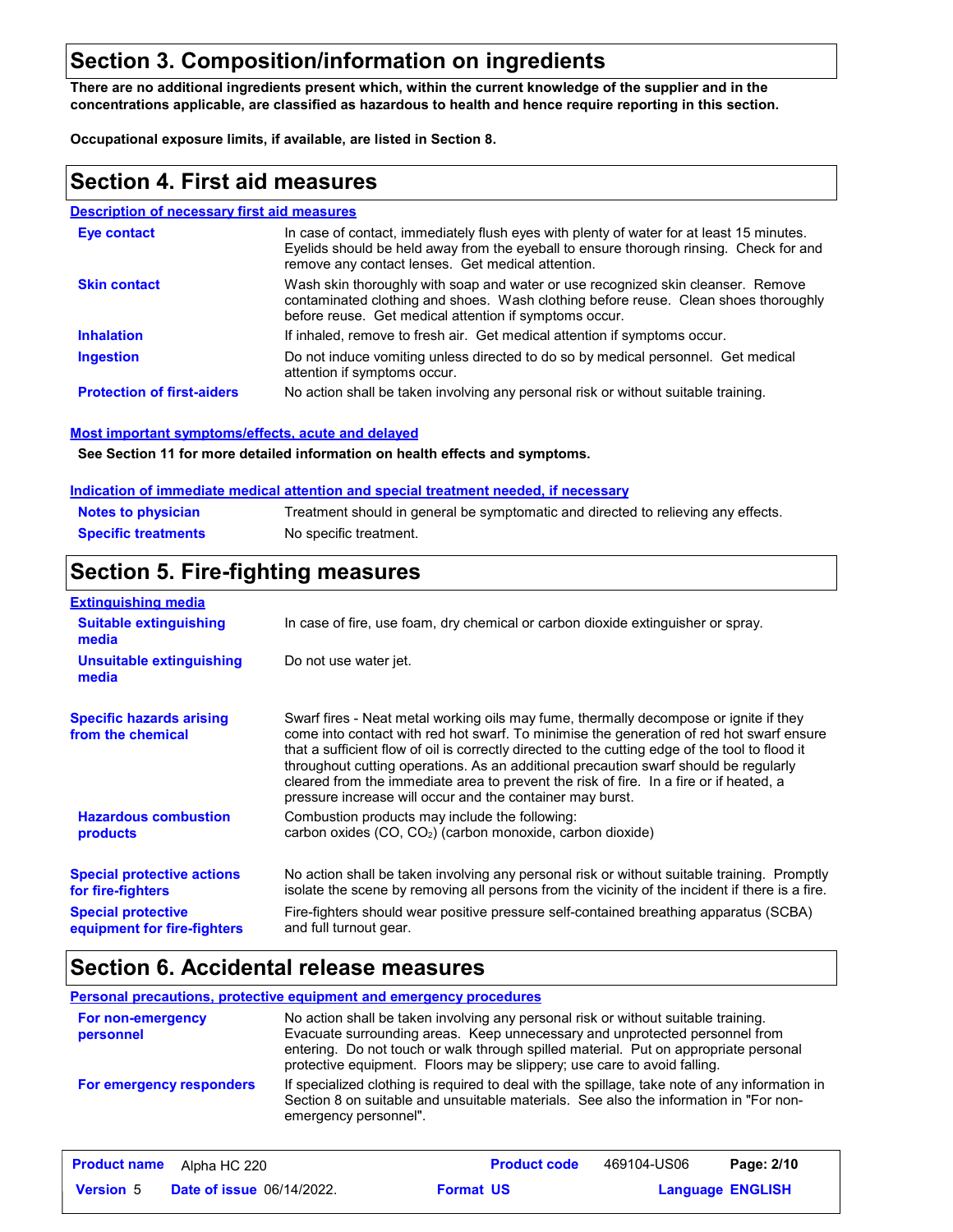## Section 3. Composition/information on ingredients

**There are no additional ingredients present which, within the current knowledge of the supplier and in the concentrations applicable, are classified as hazardous to health and hence require reporting in this section.**

**Occupational exposure limits, if available, are listed in Section 8.**

## Section 4. First aid measures

### Description of necessary first aid measures

**Eye contact**: In case of contact, immediately flush eyes with plenty of water for at least 15 minutes. Eyelids should be held away from the eyeball to ensure thorough rinsing. Check for and remove any contact lenses. Get medical attention.

**Skin contact**: Wash skin thoroughly with soap and water or use recognized skin cleanser. Remove contaminated clothing and shoes. Wash clothing before reuse. Clean shoes thoroughly before reuse. Get medical attention if symptoms occur.

**Inhalation**: If inhaled, remove to fresh air. Get medical attention if symptoms occur.

**Ingestion**: Do not induce vomiting unless directed to do so by medical personnel. Get medical attention if symptoms occur.

**Protection of first-aiders**: No action shall be taken involving any personal risk or without suitable training.

### Most important symptoms/effects, acute and delayed

**See Section 11 for more detailed information on health effects and symptoms.**

### Indication of immediate medical attention and special treatment needed, if necessary

**Notes to physician**: Treatment should in general be symptomatic and directed to relieving any effects.

**Specific treatments**: No specific treatment.

## Section 5. Fire-fighting measures

### Extinguishing media

**Suitable extinguishing media**: In case of fire, use foam, dry chemical or carbon dioxide extinguisher or spray.

**Unsuitable extinguishing media**: Do not use water jet.

**Specific hazards arising from the chemical**: Swarf fires - Neat metal working oils may fume, thermally decompose or ignite if they come into contact with red hot swarf. To minimise the generation of red hot swarf ensure that a sufficient flow of oil is correctly directed to the cutting edge of the tool to flood it throughout cutting operations. As an additional precaution swarf should be regularly cleared from the immediate area to prevent the risk of fire. In a fire or if heated, a pressure increase will occur and the container may burst.

**Hazardous combustion products**: Combustion products may include the following:
carbon oxides (CO, $CO_2$) (carbon monoxide, carbon dioxide)

**Special protective actions for fire-fighters**: No action shall be taken involving any personal risk or without suitable training. Promptly isolate the scene by removing all persons from the vicinity of the incident if there is a fire.

**Special protective equipment for fire-fighters**: Fire-fighters should wear positive pressure self-contained breathing apparatus (SCBA) and full turnout gear.

## Section 6. Accidental release measures

### Personal precautions, protective equipment and emergency procedures

**For non-emergency personnel**: No action shall be taken involving any personal risk or without suitable training. Evacuate surrounding areas. Keep unnecessary and unprotected personnel from entering. Do not touch or walk through spilled material. Put on appropriate personal protective equipment. Floors may be slippery; use care to avoid falling.

**For emergency responders**: If specialized clothing is required to deal with the spillage, take note of any information in Section 8 on suitable and unsuitable materials. See also the information in "For non-emergency personnel".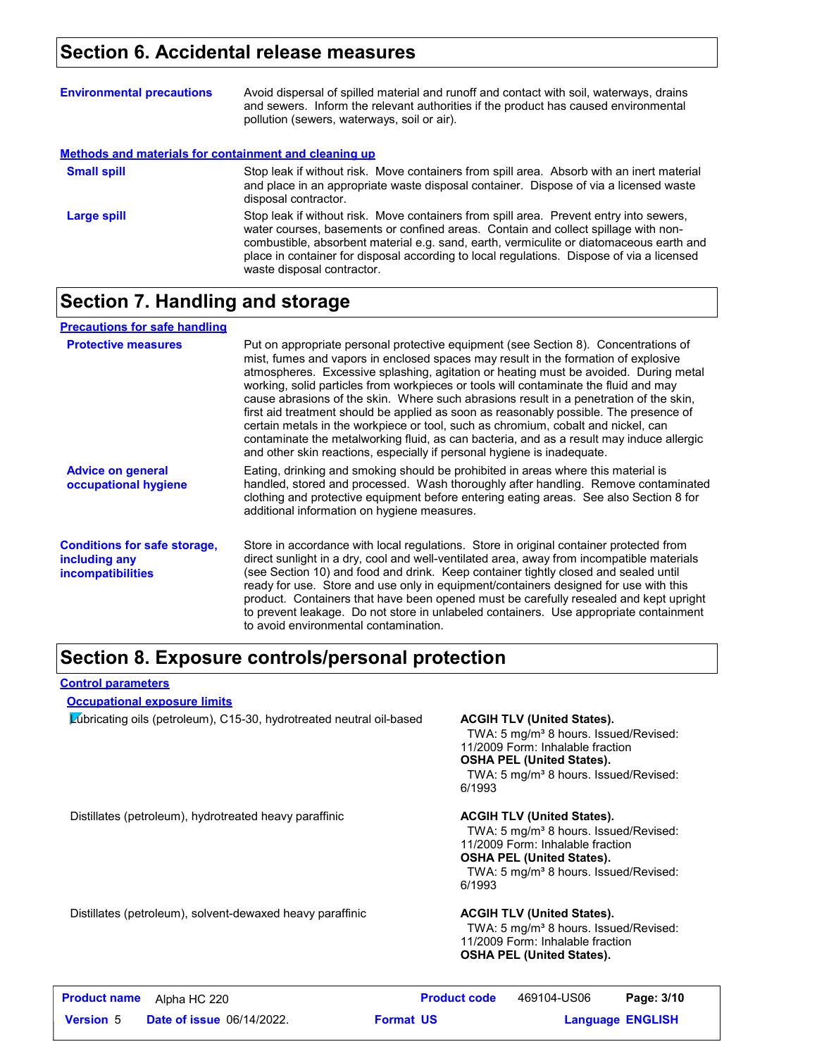## Section 6. Accidental release measures

**Environmental precautions**

Avoid dispersal of spilled material and runoff and contact with soil, waterways, drains and sewers. Inform the relevant authorities if the product has caused environmental pollution (sewers, waterways, soil or air).

### Methods and materials for containment and cleaning up

**Small spill**

Stop leak if without risk. Move containers from spill area. Absorb with an inert material and place in an appropriate waste disposal container. Dispose of via a licensed waste disposal contractor.

**Large spill**

Stop leak if without risk. Move containers from spill area. Prevent entry into sewers, water courses, basements or confined areas. Contain and collect spillage with non-combustible, absorbent material e.g. sand, earth, vermiculite or diatomaceous earth and place in container for disposal according to local regulations. Dispose of via a licensed waste disposal contractor.

## Section 7. Handling and storage

### Precautions for safe handling

**Protective measures**

Put on appropriate personal protective equipment (see Section 8). Concentrations of mist, fumes and vapors in enclosed spaces may result in the formation of explosive atmospheres. Excessive splashing, agitation or heating must be avoided. During metal working, solid particles from workpieces or tools will contaminate the fluid and may cause abrasions of the skin. Where such abrasions result in a penetration of the skin, first aid treatment should be applied as soon as reasonably possible. The presence of certain metals in the workpiece or tool, such as chromium, cobalt and nickel, can contaminate the metalworking fluid, as can bacteria, and as a result may induce allergic and other skin reactions, especially if personal hygiene is inadequate.

**Advice on general occupational hygiene**

Eating, drinking and smoking should be prohibited in areas where this material is handled, stored and processed. Wash thoroughly after handling. Remove contaminated clothing and protective equipment before entering eating areas. See also Section 8 for additional information on hygiene measures.

**Conditions for safe storage, including any incompatibilities**

Store in accordance with local regulations. Store in original container protected from direct sunlight in a dry, cool and well-ventilated area, away from incompatible materials (see Section 10) and food and drink. Keep container tightly closed and sealed until ready for use. Store and use only in equipment/containers designed for use with this product. Containers that have been opened must be carefully resealed and kept upright to prevent leakage. Do not store in unlabeled containers. Use appropriate containment to avoid environmental contamination.

## Section 8. Exposure controls/personal protection

### Control parameters

#### Occupational exposure limits

| Ingredient name | Exposure limits |
|---|---|
| Lubricating oils (petroleum), C15-30, hydrotreated neutral oil-based | **ACGIH TLV (United States).** TWA: 5 mg/m³ 8 hours. Issued/Revised: 11/2009 Form: Inhalable fraction **OSHA PEL (United States).** TWA: 5 mg/m³ 8 hours. Issued/Revised: 6/1993 |
| Distillates (petroleum), hydrotreated heavy paraffinic | **ACGIH TLV (United States).** TWA: 5 mg/m³ 8 hours. Issued/Revised: 11/2009 Form: Inhalable fraction **OSHA PEL (United States).** TWA: 5 mg/m³ 8 hours. Issued/Revised: 6/1993 |
| Distillates (petroleum), solvent-dewaxed heavy paraffinic | **ACGIH TLV (United States).** TWA: 5 mg/m³ 8 hours. Issued/Revised: 11/2009 Form: Inhalable fraction **OSHA PEL (United States).** |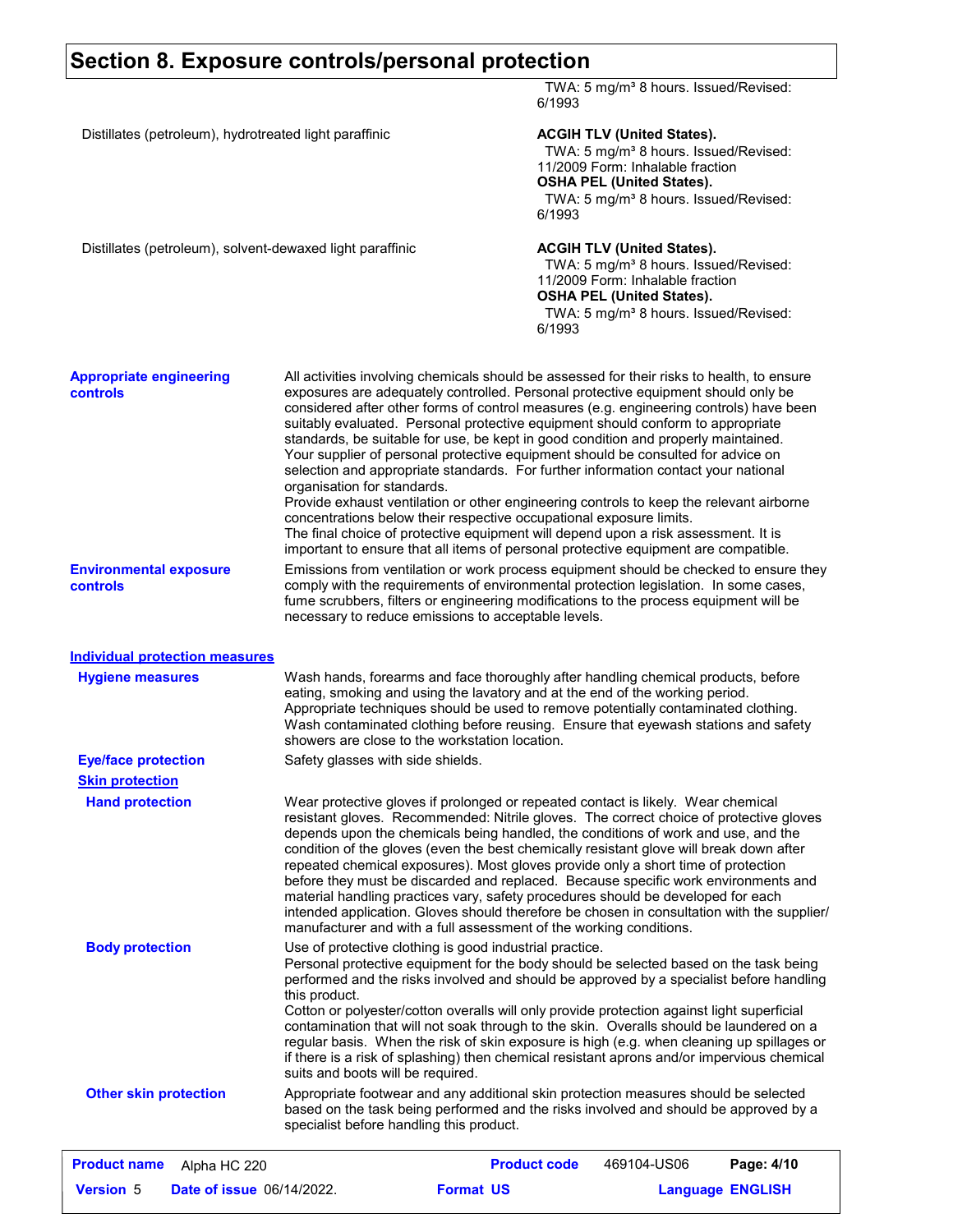# Section 8. Exposure controls/personal protection

| | |
|---|---|
| | TWA: 5 mg/m³ 8 hours. Issued/Revised: 6/1993 |
| Distillates (petroleum), hydrotreated light paraffinic | **ACGIH TLV (United States).**<br>TWA: 5 mg/m³ 8 hours. Issued/Revised: 11/2009 Form: Inhalable fraction<br>**OSHA PEL (United States).**<br>TWA: 5 mg/m³ 8 hours. Issued/Revised: 6/1993 |
| Distillates (petroleum), solvent-dewaxed light paraffinic | **ACGIH TLV (United States).**<br>TWA: 5 mg/m³ 8 hours. Issued/Revised: 11/2009 Form: Inhalable fraction<br>**OSHA PEL (United States).**<br>TWA: 5 mg/m³ 8 hours. Issued/Revised: 6/1993 |

**Appropriate engineering controls**

All activities involving chemicals should be assessed for their risks to health, to ensure exposures are adequately controlled. Personal protective equipment should only be considered after other forms of control measures (e.g. engineering controls) have been suitably evaluated. Personal protective equipment should conform to appropriate standards, be suitable for use, be kept in good condition and properly maintained. Your supplier of personal protective equipment should be consulted for advice on selection and appropriate standards. For further information contact your national organisation for standards.
Provide exhaust ventilation or other engineering controls to keep the relevant airborne concentrations below their respective occupational exposure limits.
The final choice of protective equipment will depend upon a risk assessment. It is important to ensure that all items of personal protective equipment are compatible.

**Environmental exposure controls**

Emissions from ventilation or work process equipment should be checked to ensure they comply with the requirements of environmental protection legislation. In some cases, fume scrubbers, filters or engineering modifications to the process equipment will be necessary to reduce emissions to acceptable levels.

## Individual protection measures

**Hygiene measures**

Wash hands, forearms and face thoroughly after handling chemical products, before eating, smoking and using the lavatory and at the end of the working period. Appropriate techniques should be used to remove potentially contaminated clothing. Wash contaminated clothing before reusing. Ensure that eyewash stations and safety showers are close to the workstation location.

**Eye/face protection**

Safety glasses with side shields.

### Skin protection

**Hand protection**

Wear protective gloves if prolonged or repeated contact is likely. Wear chemical resistant gloves. Recommended: Nitrile gloves. The correct choice of protective gloves depends upon the chemicals being handled, the conditions of work and use, and the condition of the gloves (even the best chemically resistant glove will break down after repeated chemical exposures). Most gloves provide only a short time of protection before they must be discarded and replaced. Because specific work environments and material handling practices vary, safety procedures should be developed for each intended application. Gloves should therefore be chosen in consultation with the supplier/ manufacturer and with a full assessment of the working conditions.

**Body protection**

Use of protective clothing is good industrial practice.
Personal protective equipment for the body should be selected based on the task being performed and the risks involved and should be approved by a specialist before handling this product.
Cotton or polyester/cotton overalls will only provide protection against light superficial contamination that will not soak through to the skin. Overalls should be laundered on a regular basis. When the risk of skin exposure is high (e.g. when cleaning up spillages or if there is a risk of splashing) then chemical resistant aprons and/or impervious chemical suits and boots will be required.

**Other skin protection**

Appropriate footwear and any additional skin protection measures should be selected based on the task being performed and the risks involved and should be approved by a specialist before handling this product.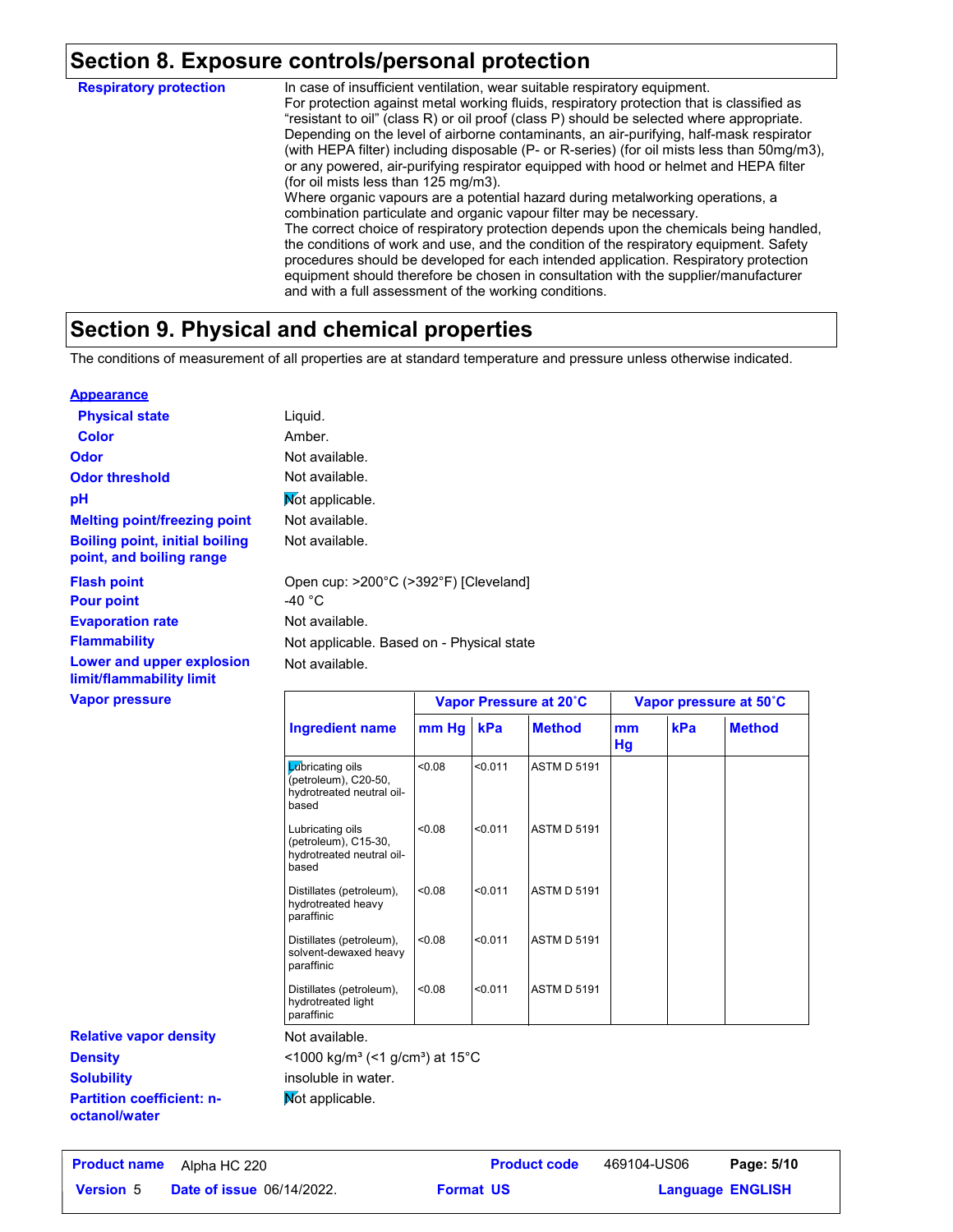## Section 8. Exposure controls/personal protection

**Respiratory protection**

In case of insufficient ventilation, wear suitable respiratory equipment.
For protection against metal working fluids, respiratory protection that is classified as "resistant to oil" (class R) or oil proof (class P) should be selected where appropriate. Depending on the level of airborne contaminants, an air-purifying, half-mask respirator (with HEPA filter) including disposable (P- or R-series) (for oil mists less than 50mg/m3), or any powered, air-purifying respirator equipped with hood or helmet and HEPA filter (for oil mists less than 125 mg/m3).
Where organic vapours are a potential hazard during metalworking operations, a combination particulate and organic vapour filter may be necessary.
The correct choice of respiratory protection depends upon the chemicals being handled, the conditions of work and use, and the condition of the respiratory equipment. Safety procedures should be developed for each intended application. Respiratory protection equipment should therefore be chosen in consultation with the supplier/manufacturer and with a full assessment of the working conditions.

## Section 9. Physical and chemical properties

The conditions of measurement of all properties are at standard temperature and pressure unless otherwise indicated.

**Appearance**

**Physical state** Liquid.

**Color** Amber.

**Odor** Not available.

**Odor threshold** Not available.

**pH** Not applicable.

**Melting point/freezing point** Not available.

**Boiling point, initial boiling point, and boiling range** Not available.

**Flash point** Open cup: >200°C (>392°F) [Cleveland]

**Pour point** -40 °C

**Evaporation rate** Not available.

**Flammability** Not applicable. Based on - Physical state

**Lower and upper explosion limit/flammability limit** Not available.

**Vapor pressure**

| | Vapor Pressure at 20˚C | | | Vapor pressure at 50˚C | | |
|---|---|---|---|---|---|---|
| **Ingredient name** | **mm Hg** | **kPa** | **Method** | **mm Hg** | **kPa** | **Method** |
| Lubricating oils (petroleum), C20-50, hydrotreated neutral oil-based | <0.08 | <0.011 | ASTM D 5191 | | | |
| Lubricating oils (petroleum), C15-30, hydrotreated neutral oil-based | <0.08 | <0.011 | ASTM D 5191 | | | |
| Distillates (petroleum), hydrotreated heavy paraffinic | <0.08 | <0.011 | ASTM D 5191 | | | |
| Distillates (petroleum), solvent-dewaxed heavy paraffinic | <0.08 | <0.011 | ASTM D 5191 | | | |
| Distillates (petroleum), hydrotreated light paraffinic | <0.08 | <0.011 | ASTM D 5191 | | | |

**Relative vapor density** Not available.

**Density** <1000 kg/m³ (<1 g/cm³) at 15°C

**Solubility** insoluble in water.

**Partition coefficient: n-octanol/water** Not applicable.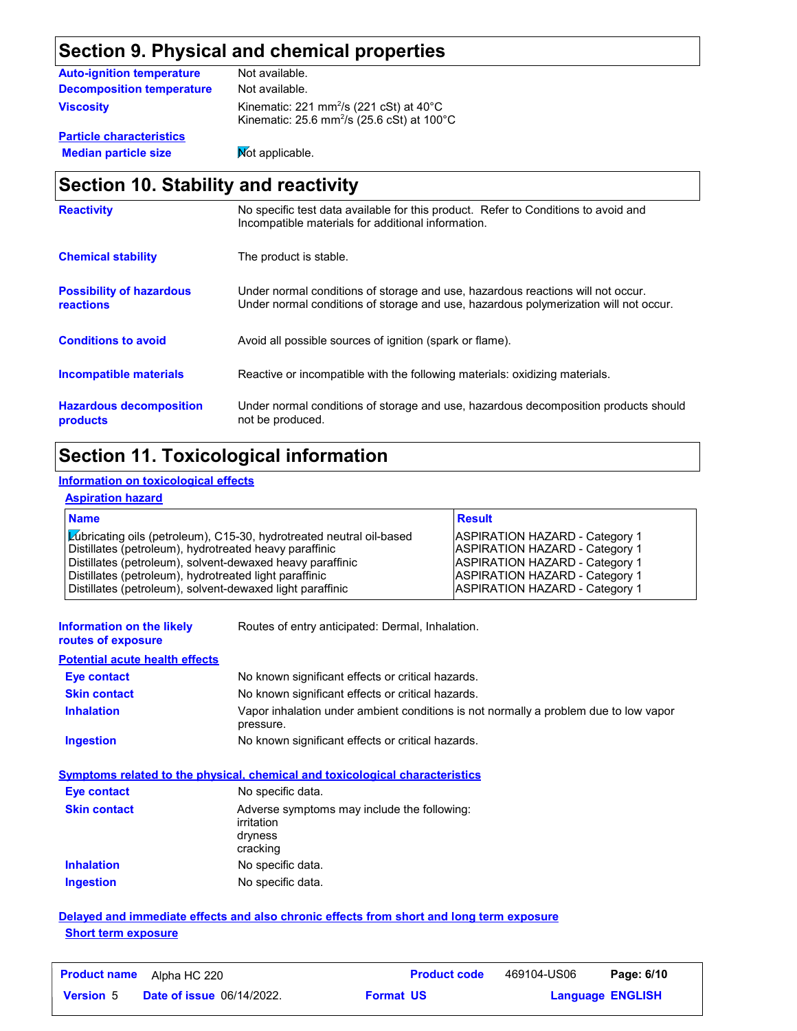## Section 9. Physical and chemical properties

**Auto-ignition temperature** Not available.

**Decomposition temperature** Not available.

**Viscosity** Kinematic: 221 $mm^2/s$ (221 cSt) at 40°C
Kinematic: 25.6 $mm^2/s$ (25.6 cSt) at 100°C

**Particle characteristics**

**Median particle size** Not applicable.

## Section 10. Stability and reactivity

**Reactivity** No specific test data available for this product. Refer to Conditions to avoid and Incompatible materials for additional information.

**Chemical stability** The product is stable.

**Possibility of hazardous reactions** Under normal conditions of storage and use, hazardous reactions will not occur.
Under normal conditions of storage and use, hazardous polymerization will not occur.

**Conditions to avoid** Avoid all possible sources of ignition (spark or flame).

**Incompatible materials** Reactive or incompatible with the following materials: oxidizing materials.

**Hazardous decomposition products** Under normal conditions of storage and use, hazardous decomposition products should not be produced.

## Section 11. Toxicological information

**Information on toxicological effects**

**Aspiration hazard**

| Name | Result |
|---|---|
| Lubricating oils (petroleum), C15-30, hydrotreated neutral oil-based | ASPIRATION HAZARD - Category 1 |
| Distillates (petroleum), hydrotreated heavy paraffinic | ASPIRATION HAZARD - Category 1 |
| Distillates (petroleum), solvent-dewaxed heavy paraffinic | ASPIRATION HAZARD - Category 1 |
| Distillates (petroleum), hydrotreated light paraffinic | ASPIRATION HAZARD - Category 1 |
| Distillates (petroleum), solvent-dewaxed light paraffinic | ASPIRATION HAZARD - Category 1 |

**Information on the likely routes of exposure** Routes of entry anticipated: Dermal, Inhalation.

**Potential acute health effects**

**Eye contact** No known significant effects or critical hazards.

**Skin contact** No known significant effects or critical hazards.

**Inhalation** Vapor inhalation under ambient conditions is not normally a problem due to low vapor pressure.

**Ingestion** No known significant effects or critical hazards.

**Symptoms related to the physical, chemical and toxicological characteristics**

**Eye contact** No specific data.

**Skin contact** Adverse symptoms may include the following:
irritation
dryness
cracking

**Inhalation** No specific data.

**Ingestion** No specific data.

**Delayed and immediate effects and also chronic effects from short and long term exposure**

**Short term exposure**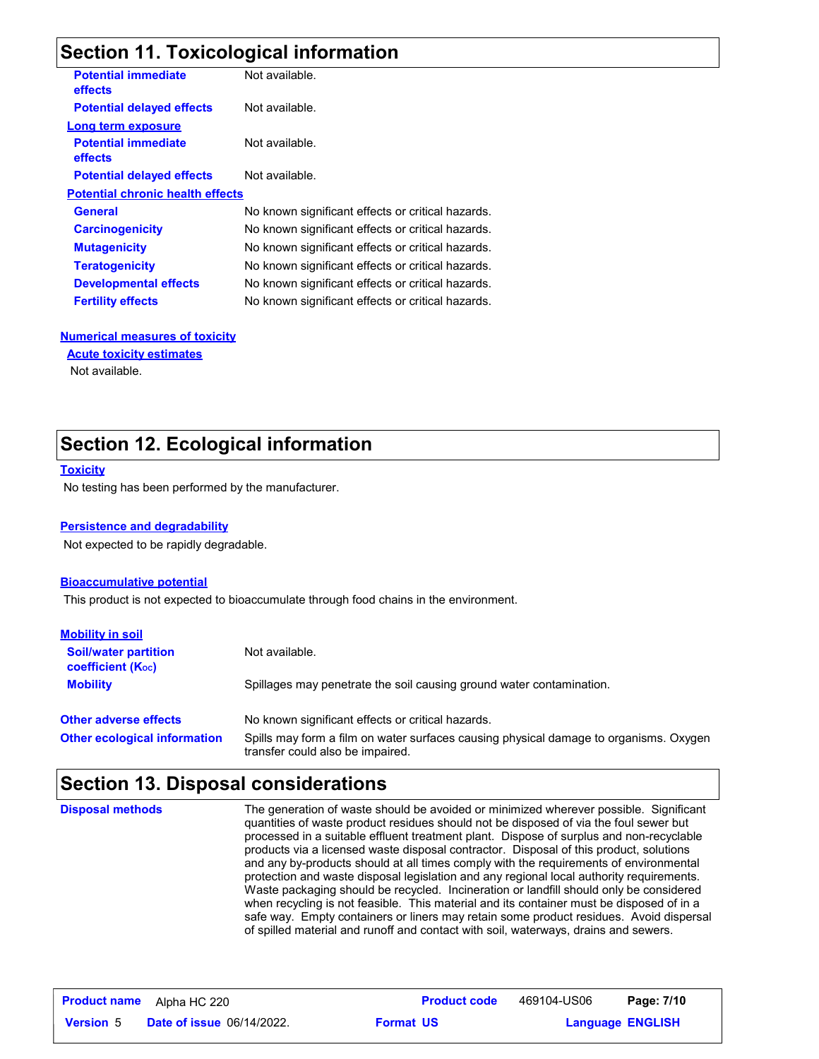## Section 11. Toxicological information

**Potential immediate effects** Not available.

**Potential delayed effects** Not available.

**Long term exposure**

**Potential immediate effects** Not available.

**Potential delayed effects** Not available.

**Potential chronic health effects**

| | |
|---|---|
| **General** | No known significant effects or critical hazards. |
| **Carcinogenicity** | No known significant effects or critical hazards. |
| **Mutagenicity** | No known significant effects or critical hazards. |
| **Teratogenicity** | No known significant effects or critical hazards. |
| **Developmental effects** | No known significant effects or critical hazards. |
| **Fertility effects** | No known significant effects or critical hazards. |

**Numerical measures of toxicity**

**Acute toxicity estimates**

Not available.

## Section 12. Ecological information

**Toxicity**

No testing has been performed by the manufacturer.

**Persistence and degradability**

Not expected to be rapidly degradable.

**Bioaccumulative potential**

This product is not expected to bioaccumulate through food chains in the environment.

**Mobility in soil**

| | |
|---|---|
| **Soil/water partition coefficient ($K_{OC}$)** | Not available. |
| **Mobility** | Spillages may penetrate the soil causing ground water contamination. |

| | |
|---|---|
| **Other adverse effects** | No known significant effects or critical hazards. |
| **Other ecological information** | Spills may form a film on water surfaces causing physical damage to organisms. Oxygen transfer could also be impaired. |

## Section 13. Disposal considerations

**Disposal methods** The generation of waste should be avoided or minimized wherever possible. Significant quantities of waste product residues should not be disposed of via the foul sewer but processed in a suitable effluent treatment plant. Dispose of surplus and non-recyclable products via a licensed waste disposal contractor. Disposal of this product, solutions and any by-products should at all times comply with the requirements of environmental protection and waste disposal legislation and any regional local authority requirements. Waste packaging should be recycled. Incineration or landfill should only be considered when recycling is not feasible. This material and its container must be disposed of in a safe way. Empty containers or liners may retain some product residues. Avoid dispersal of spilled material and runoff and contact with soil, waterways, drains and sewers.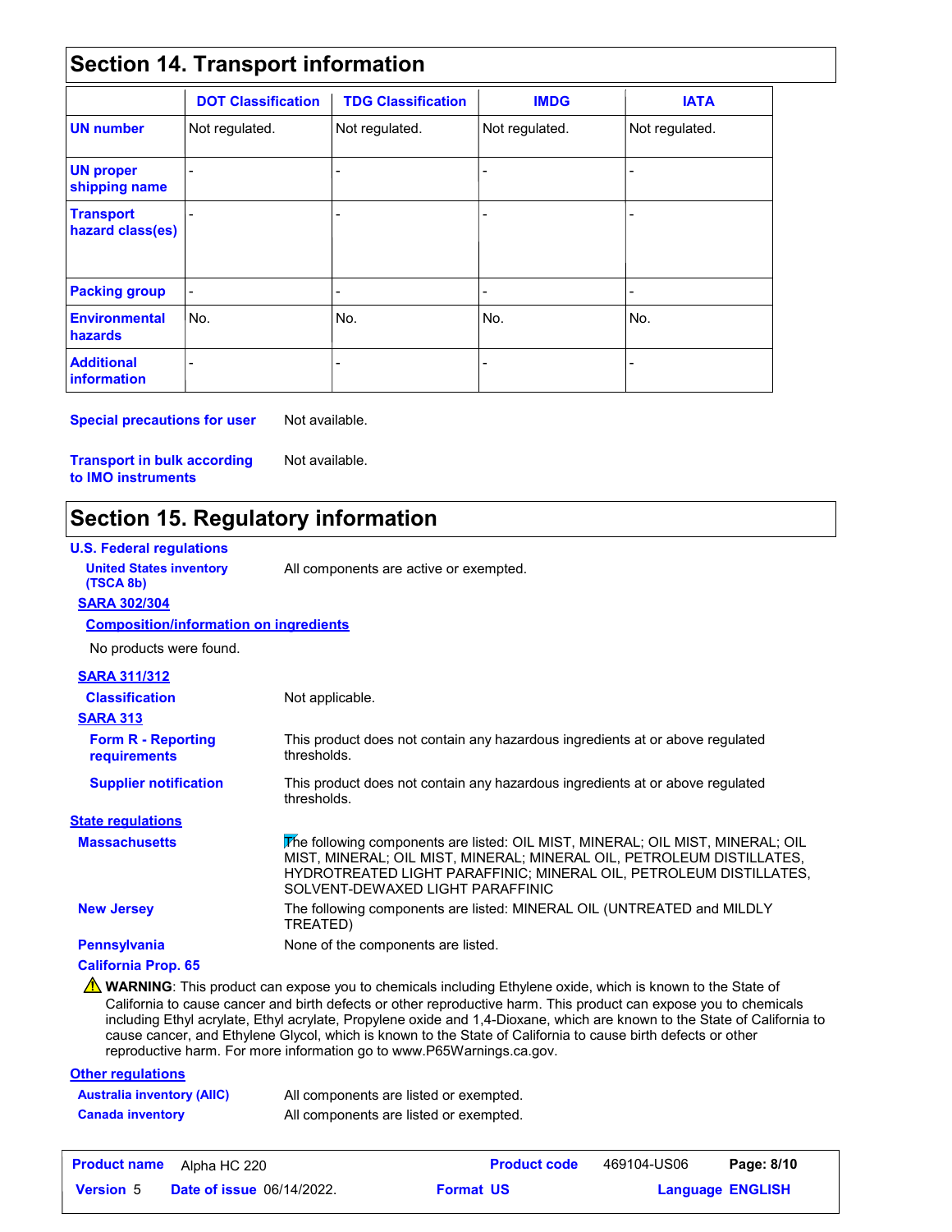## Section 14. Transport information

| | DOT Classification | TDG Classification | IMDG | IATA |
|---|---|---|---|---|
| **UN number** | Not regulated. | Not regulated. | Not regulated. | Not regulated. |
| **UN proper shipping name** | - | - | - | - |
| **Transport hazard class(es)** | - | - | - | - |
| **Packing group** | - | - | - | - |
| **Environmental hazards** | No. | No. | No. | No. |
| **Additional information** | - | - | - | - |

**Special precautions for user** Not available.

**Transport in bulk according to IMO instruments** Not available.

## Section 15. Regulatory information

**U.S. Federal regulations**

**United States inventory (TSCA 8b)** All components are active or exempted.

**SARA 302/304**

**Composition/information on ingredients**

No products were found.

**SARA 311/312**

**Classification** Not applicable.

**SARA 313**

**Form R - Reporting requirements** This product does not contain any hazardous ingredients at or above regulated thresholds.

**Supplier notification** This product does not contain any hazardous ingredients at or above regulated thresholds.

**State regulations**

**Massachusetts** The following components are listed: OIL MIST, MINERAL; OIL MIST, MINERAL; OIL MIST, MINERAL; OIL MIST, MINERAL; MINERAL OIL, PETROLEUM DISTILLATES, HYDROTREATED LIGHT PARAFFINIC; MINERAL OIL, PETROLEUM DISTILLATES, SOLVENT-DEWAXED LIGHT PARAFFINIC

**New Jersey** The following components are listed: MINERAL OIL (UNTREATED and MILDLY TREATED)

**Pennsylvania** None of the components are listed.

**California Prop. 65**

⚠ **WARNING**: This product can expose you to chemicals including Ethylene oxide, which is known to the State of California to cause cancer and birth defects or other reproductive harm. This product can expose you to chemicals including Ethyl acrylate, Ethyl acrylate, Propylene oxide and 1,4-Dioxane, which are known to the State of California to cause cancer, and Ethylene Glycol, which is known to the State of California to cause birth defects or other reproductive harm. For more information go to www.P65Warnings.ca.gov.

**Other regulations**

**Australia inventory (AIIC)** All components are listed or exempted.

**Canada inventory** All components are listed or exempted.

| **Product name** Alpha HC 220 | **Product code** 469104-US06 | **Page: 8/10** |
|---|---|---|
| **Version** 5 **Date of issue** 06/14/2022. | **Format** US | **Language** ENGLISH |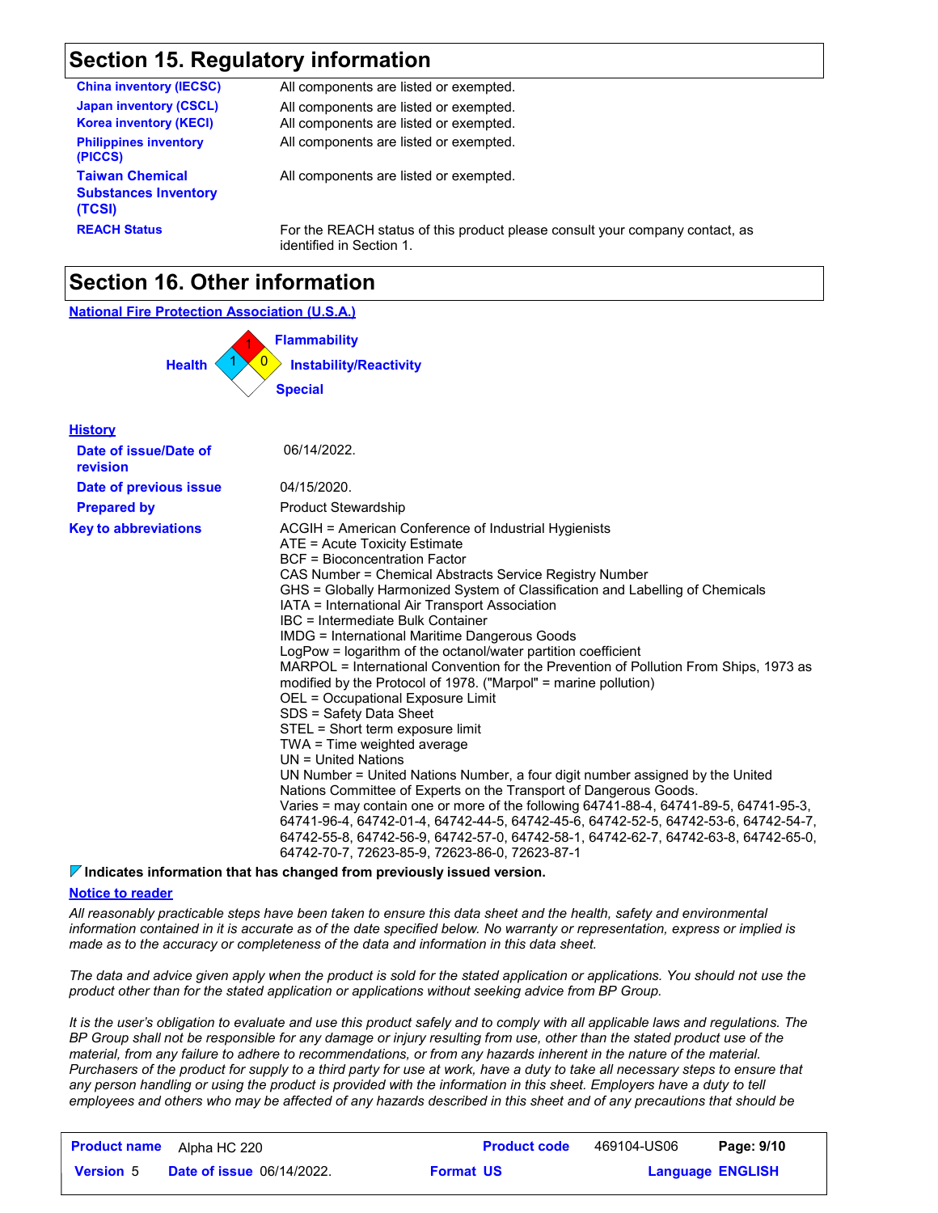## Section 15. Regulatory information

| | |
|---|---|
| **China inventory (IECSC)** | All components are listed or exempted. |
| **Japan inventory (CSCL)** | All components are listed or exempted. |
| **Korea inventory (KECI)** | All components are listed or exempted. |
| **Philippines inventory (PICCS)** | All components are listed or exempted. |
| **Taiwan Chemical Substances Inventory (TCSI)** | All components are listed or exempted. |
| **REACH Status** | For the REACH status of this product please consult your company contact, as identified in Section 1. |

## Section 16. Other information

**National Fire Protection Association (U.S.A.)**

- Health: 1
- Flammability: 1
- Instability/Reactivity: 0
- Special:

**History**

| | |
|---|---|
| **Date of issue/Date of revision** | 06/14/2022. |
| **Date of previous issue** | 04/15/2020. |
| **Prepared by** | Product Stewardship |

**Key to abbreviations**

ACGIH = American Conference of Industrial Hygienists
ATE = Acute Toxicity Estimate
BCF = Bioconcentration Factor
CAS Number = Chemical Abstracts Service Registry Number
GHS = Globally Harmonized System of Classification and Labelling of Chemicals
IATA = International Air Transport Association
IBC = Intermediate Bulk Container
IMDG = International Maritime Dangerous Goods
LogPow = logarithm of the octanol/water partition coefficient
MARPOL = International Convention for the Prevention of Pollution From Ships, 1973 as modified by the Protocol of 1978. ("Marpol" = marine pollution)
OEL = Occupational Exposure Limit
SDS = Safety Data Sheet
STEL = Short term exposure limit
TWA = Time weighted average
UN = United Nations
UN Number = United Nations Number, a four digit number assigned by the United Nations Committee of Experts on the Transport of Dangerous Goods.
Varies = may contain one or more of the following 64741-88-4, 64741-89-5, 64741-95-3, 64741-96-4, 64742-01-4, 64742-44-5, 64742-45-6, 64742-52-5, 64742-53-6, 64742-54-7, 64742-55-8, 64742-56-9, 64742-57-0, 64742-58-1, 64742-62-7, 64742-63-8, 64742-65-0, 64742-70-7, 72623-85-9, 72623-86-0, 72623-87-1

**Indicates information that has changed from previously issued version.**

**Notice to reader**

*All reasonably practicable steps have been taken to ensure this data sheet and the health, safety and environmental information contained in it is accurate as of the date specified below. No warranty or representation, express or implied is made as to the accuracy or completeness of the data and information in this data sheet.*

*The data and advice given apply when the product is sold for the stated application or applications. You should not use the product other than for the stated application or applications without seeking advice from BP Group.*

*It is the user's obligation to evaluate and use this product safely and to comply with all applicable laws and regulations. The BP Group shall not be responsible for any damage or injury resulting from use, other than the stated product use of the material, from any failure to adhere to recommendations, or from any hazards inherent in the nature of the material. Purchasers of the product for supply to a third party for use at work, have a duty to take all necessary steps to ensure that any person handling or using the product is provided with the information in this sheet. Employers have a duty to tell employees and others who may be affected of any hazards described in this sheet and of any precautions that should be*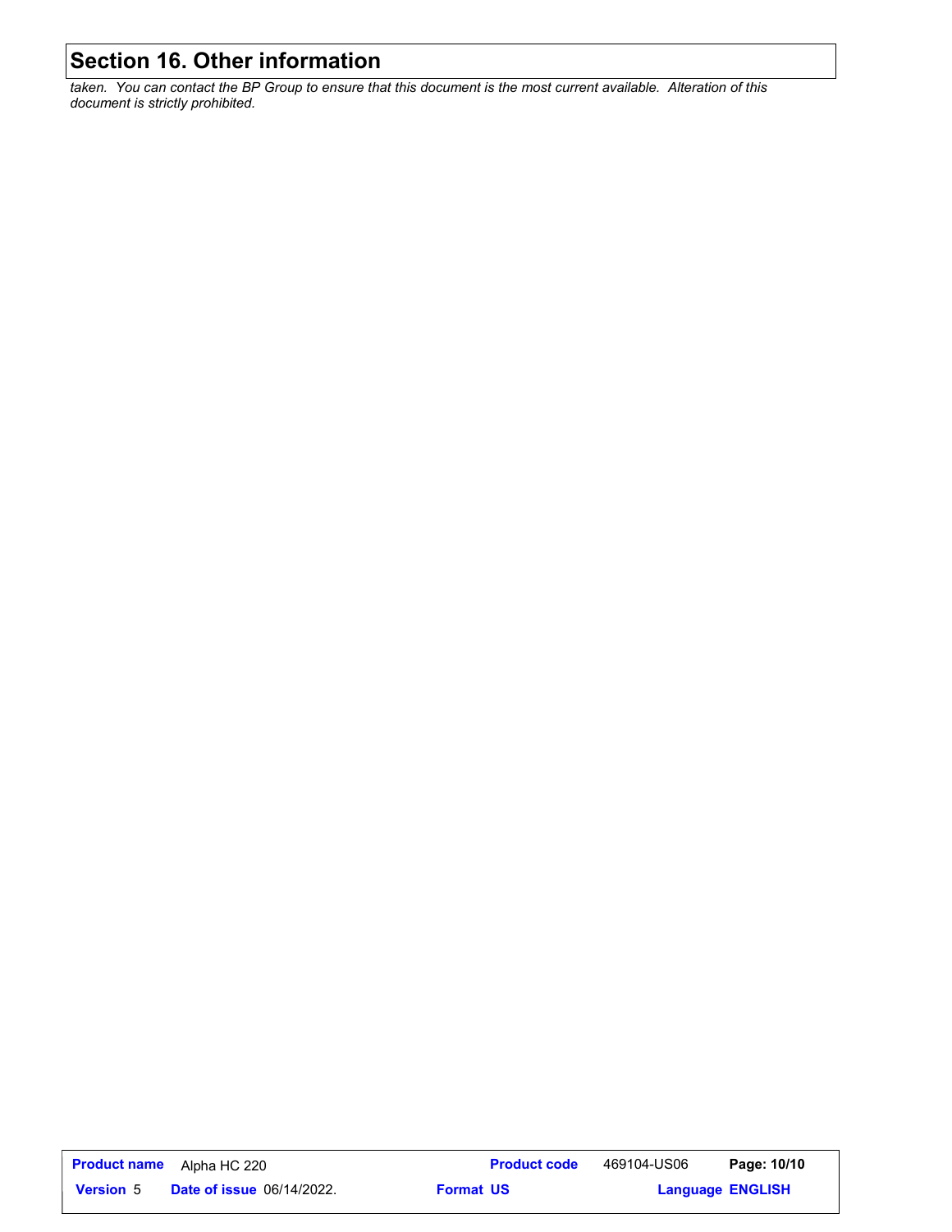## Section 16. Other information

*taken. You can contact the BP Group to ensure that this document is the most current available. Alteration of this document is strictly prohibited.*